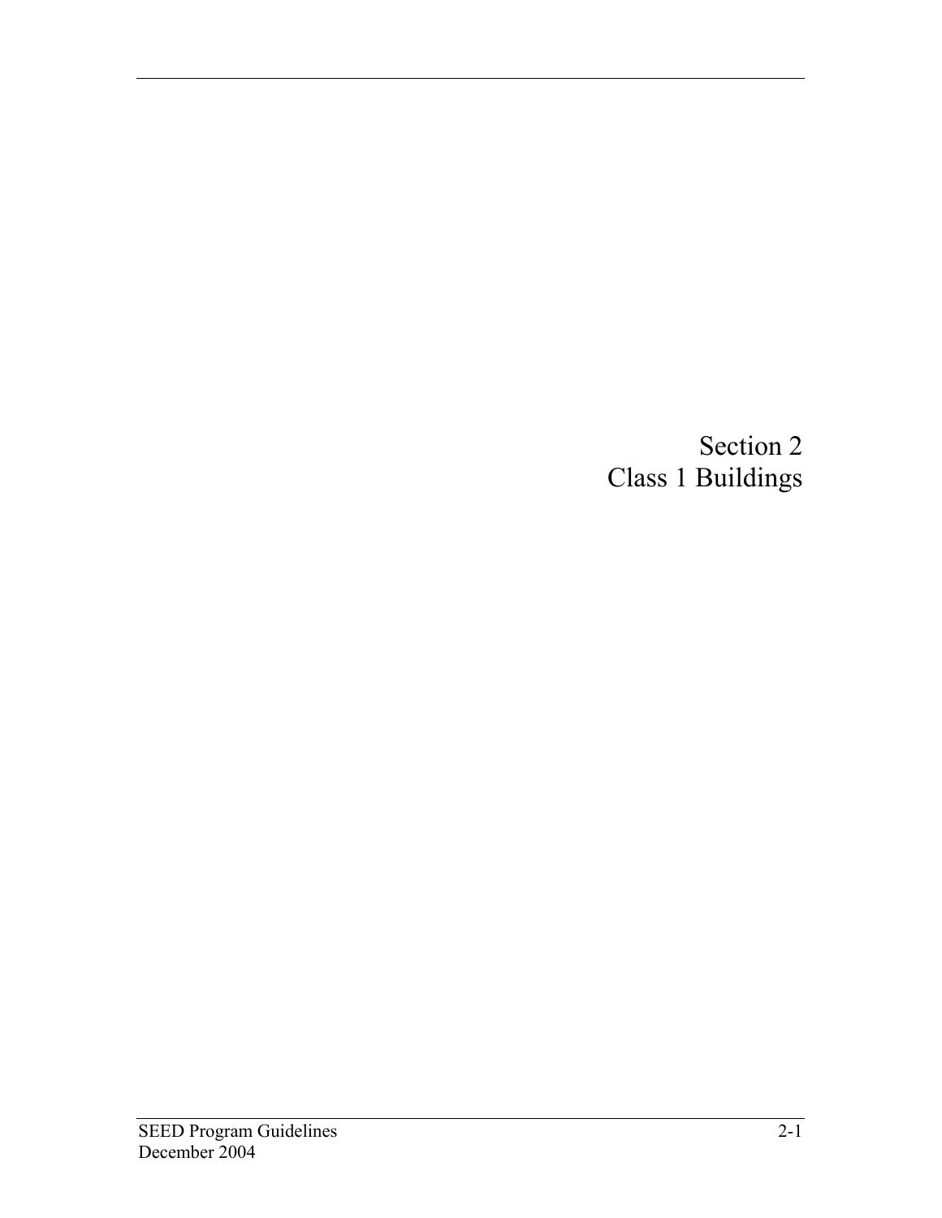# Section 2
# Class 1 Buildings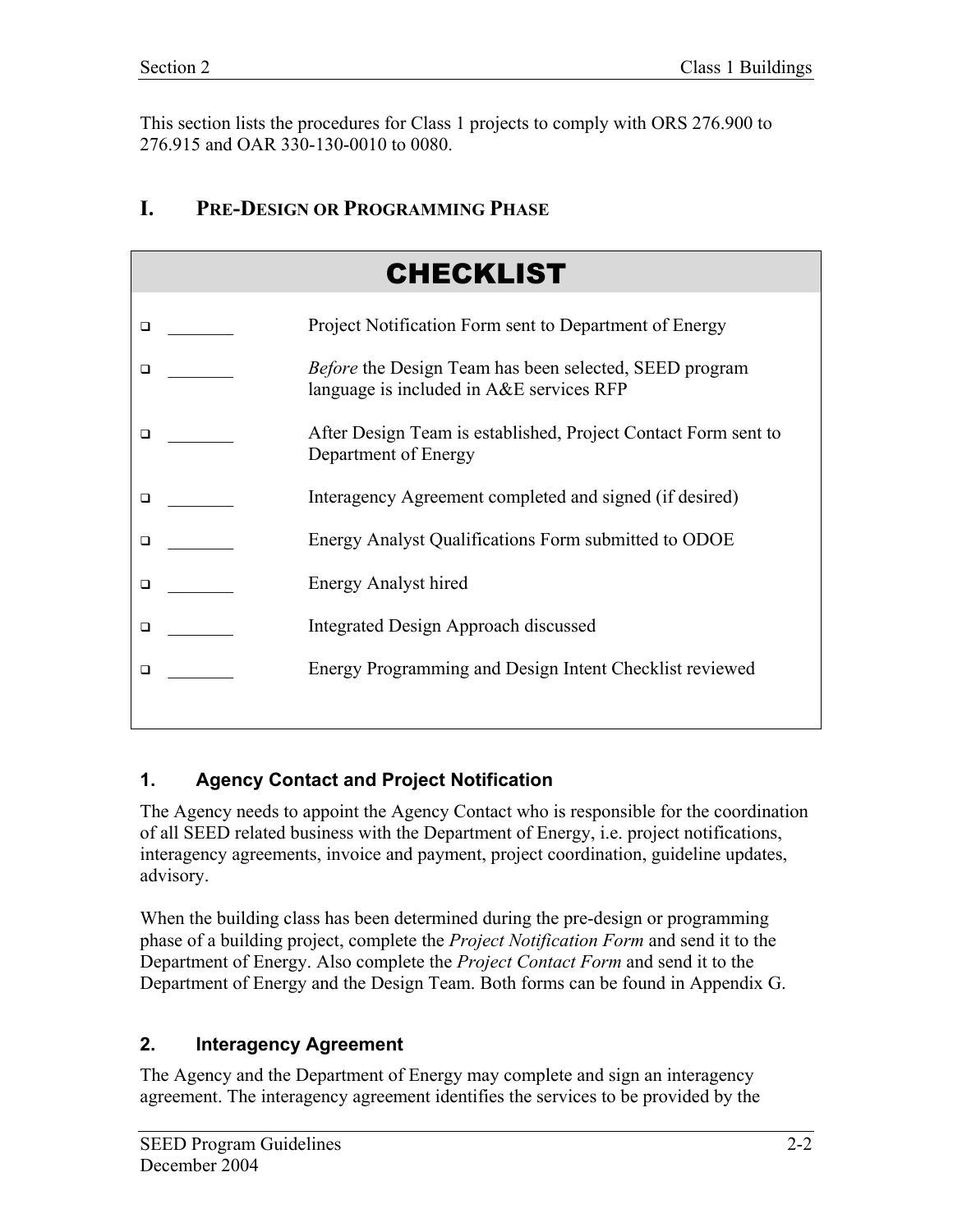This section lists the procedures for Class 1 projects to comply with ORS 276.900 to 276.915 and OAR 330-130-0010 to 0080.

## I. PRE-DESIGN OR PROGRAMMING PHASE

### CHECKLIST

- ❑ _______ Project Notification Form sent to Department of Energy
- ❑ _______ *Before* the Design Team has been selected, SEED program language is included in A&E services RFP
- ❑ _______ After Design Team is established, Project Contact Form sent to Department of Energy
- ❑ _______ Interagency Agreement completed and signed (if desired)
- ❑ _______ Energy Analyst Qualifications Form submitted to ODOE
- ❑ _______ Energy Analyst hired
- ❑ _______ Integrated Design Approach discussed
- ❑ _______ Energy Programming and Design Intent Checklist reviewed

### 1. Agency Contact and Project Notification

The Agency needs to appoint the Agency Contact who is responsible for the coordination of all SEED related business with the Department of Energy, i.e. project notifications, interagency agreements, invoice and payment, project coordination, guideline updates, advisory.

When the building class has been determined during the pre-design or programming phase of a building project, complete the *Project Notification Form* and send it to the Department of Energy. Also complete the *Project Contact Form* and send it to the Department of Energy and the Design Team. Both forms can be found in Appendix G.

### 2. Interagency Agreement

The Agency and the Department of Energy may complete and sign an interagency agreement. The interagency agreement identifies the services to be provided by the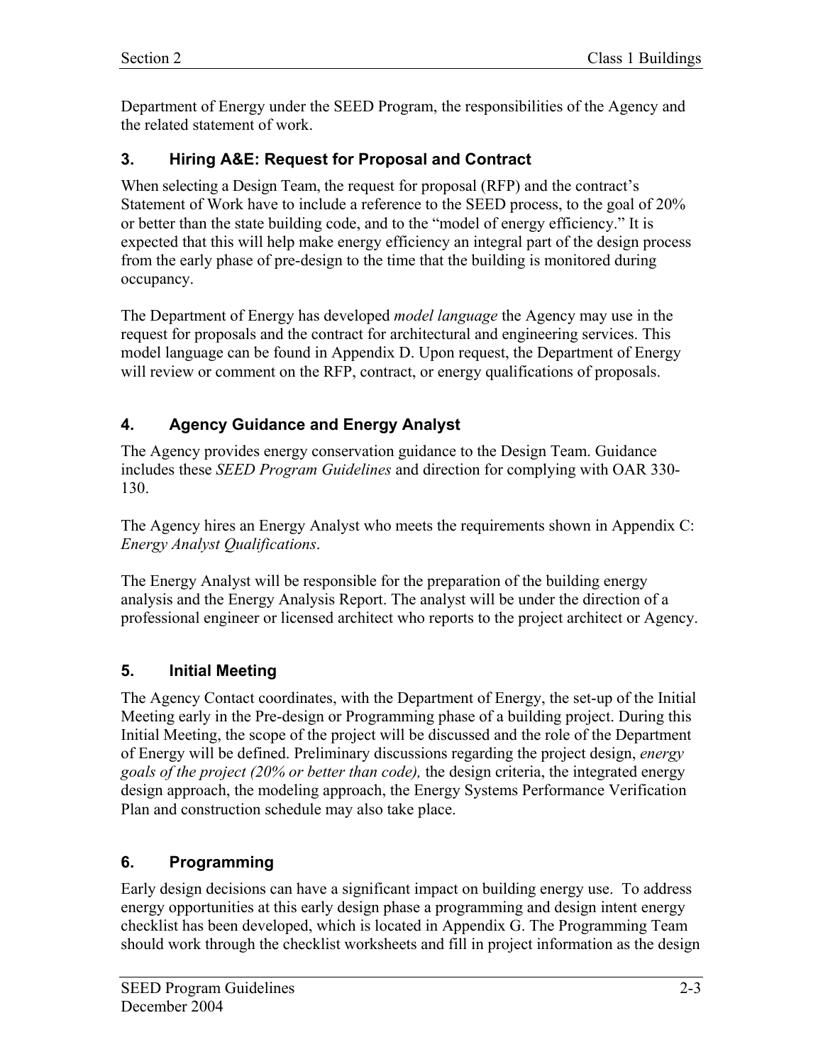Department of Energy under the SEED Program, the responsibilities of the Agency and the related statement of work.

## 3. Hiring A&E: Request for Proposal and Contract

When selecting a Design Team, the request for proposal (RFP) and the contract's Statement of Work have to include a reference to the SEED process, to the goal of 20% or better than the state building code, and to the "model of energy efficiency." It is expected that this will help make energy efficiency an integral part of the design process from the early phase of pre-design to the time that the building is monitored during occupancy.

The Department of Energy has developed *model language* the Agency may use in the request for proposals and the contract for architectural and engineering services. This model language can be found in Appendix D. Upon request, the Department of Energy will review or comment on the RFP, contract, or energy qualifications of proposals.

## 4. Agency Guidance and Energy Analyst

The Agency provides energy conservation guidance to the Design Team. Guidance includes these *SEED Program Guidelines* and direction for complying with OAR 330-130.

The Agency hires an Energy Analyst who meets the requirements shown in Appendix C: *Energy Analyst Qualifications*.

The Energy Analyst will be responsible for the preparation of the building energy analysis and the Energy Analysis Report. The analyst will be under the direction of a professional engineer or licensed architect who reports to the project architect or Agency.

## 5. Initial Meeting

The Agency Contact coordinates, with the Department of Energy, the set-up of the Initial Meeting early in the Pre-design or Programming phase of a building project. During this Initial Meeting, the scope of the project will be discussed and the role of the Department of Energy will be defined. Preliminary discussions regarding the project design, *energy goals of the project (20% or better than code),* the design criteria, the integrated energy design approach, the modeling approach, the Energy Systems Performance Verification Plan and construction schedule may also take place.

## 6. Programming

Early design decisions can have a significant impact on building energy use. To address energy opportunities at this early design phase a programming and design intent energy checklist has been developed, which is located in Appendix G. The Programming Team should work through the checklist worksheets and fill in project information as the design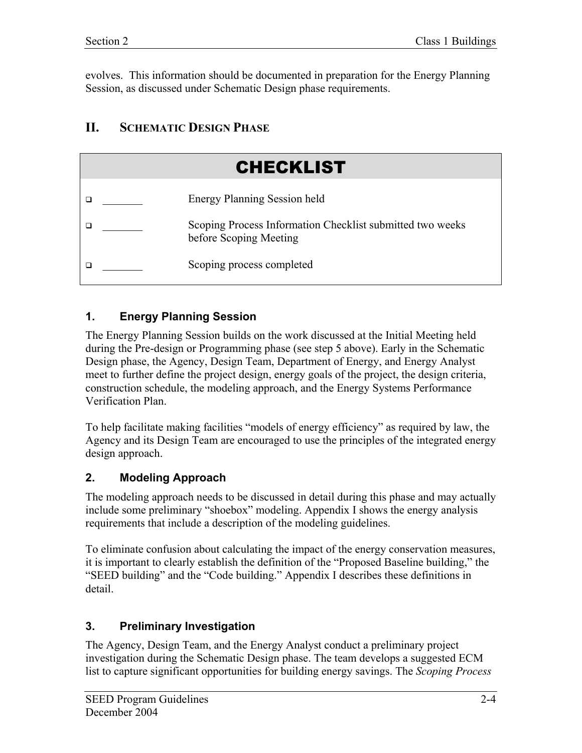evolves. This information should be documented in preparation for the Energy Planning Session, as discussed under Schematic Design phase requirements.

## II. Schematic Design Phase

| CHECKLIST | | |
|---|---|---|
| ❑ | _______ | Energy Planning Session held |
| ❑ | _______ | Scoping Process Information Checklist submitted two weeks before Scoping Meeting |
| ❑ | _______ | Scoping process completed |

### 1. Energy Planning Session

The Energy Planning Session builds on the work discussed at the Initial Meeting held during the Pre-design or Programming phase (see step 5 above). Early in the Schematic Design phase, the Agency, Design Team, Department of Energy, and Energy Analyst meet to further define the project design, energy goals of the project, the design criteria, construction schedule, the modeling approach, and the Energy Systems Performance Verification Plan.

To help facilitate making facilities "models of energy efficiency" as required by law, the Agency and its Design Team are encouraged to use the principles of the integrated energy design approach.

### 2. Modeling Approach

The modeling approach needs to be discussed in detail during this phase and may actually include some preliminary "shoebox" modeling. Appendix I shows the energy analysis requirements that include a description of the modeling guidelines.

To eliminate confusion about calculating the impact of the energy conservation measures, it is important to clearly establish the definition of the "Proposed Baseline building," the "SEED building" and the "Code building." Appendix I describes these definitions in detail.

### 3. Preliminary Investigation

The Agency, Design Team, and the Energy Analyst conduct a preliminary project investigation during the Schematic Design phase. The team develops a suggested ECM list to capture significant opportunities for building energy savings. The *Scoping Process*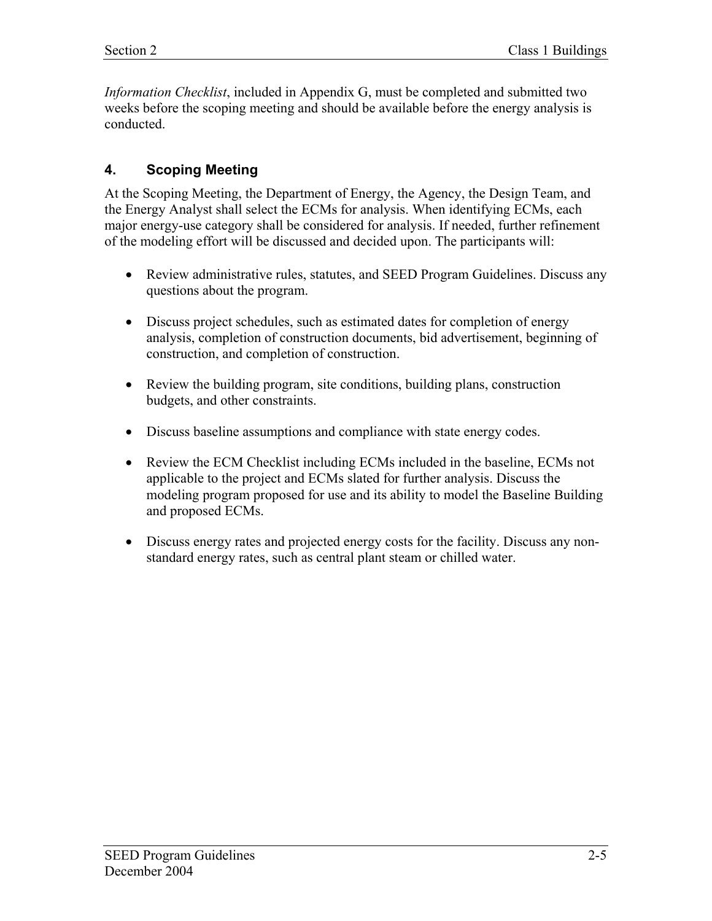*Information Checklist*, included in Appendix G, must be completed and submitted two weeks before the scoping meeting and should be available before the energy analysis is conducted.

## 4. Scoping Meeting

At the Scoping Meeting, the Department of Energy, the Agency, the Design Team, and the Energy Analyst shall select the ECMs for analysis. When identifying ECMs, each major energy-use category shall be considered for analysis. If needed, further refinement of the modeling effort will be discussed and decided upon. The participants will:

- Review administrative rules, statutes, and SEED Program Guidelines. Discuss any questions about the program.

- Discuss project schedules, such as estimated dates for completion of energy analysis, completion of construction documents, bid advertisement, beginning of construction, and completion of construction.

- Review the building program, site conditions, building plans, construction budgets, and other constraints.

- Discuss baseline assumptions and compliance with state energy codes.

- Review the ECM Checklist including ECMs included in the baseline, ECMs not applicable to the project and ECMs slated for further analysis. Discuss the modeling program proposed for use and its ability to model the Baseline Building and proposed ECMs.

- Discuss energy rates and projected energy costs for the facility. Discuss any non-standard energy rates, such as central plant steam or chilled water.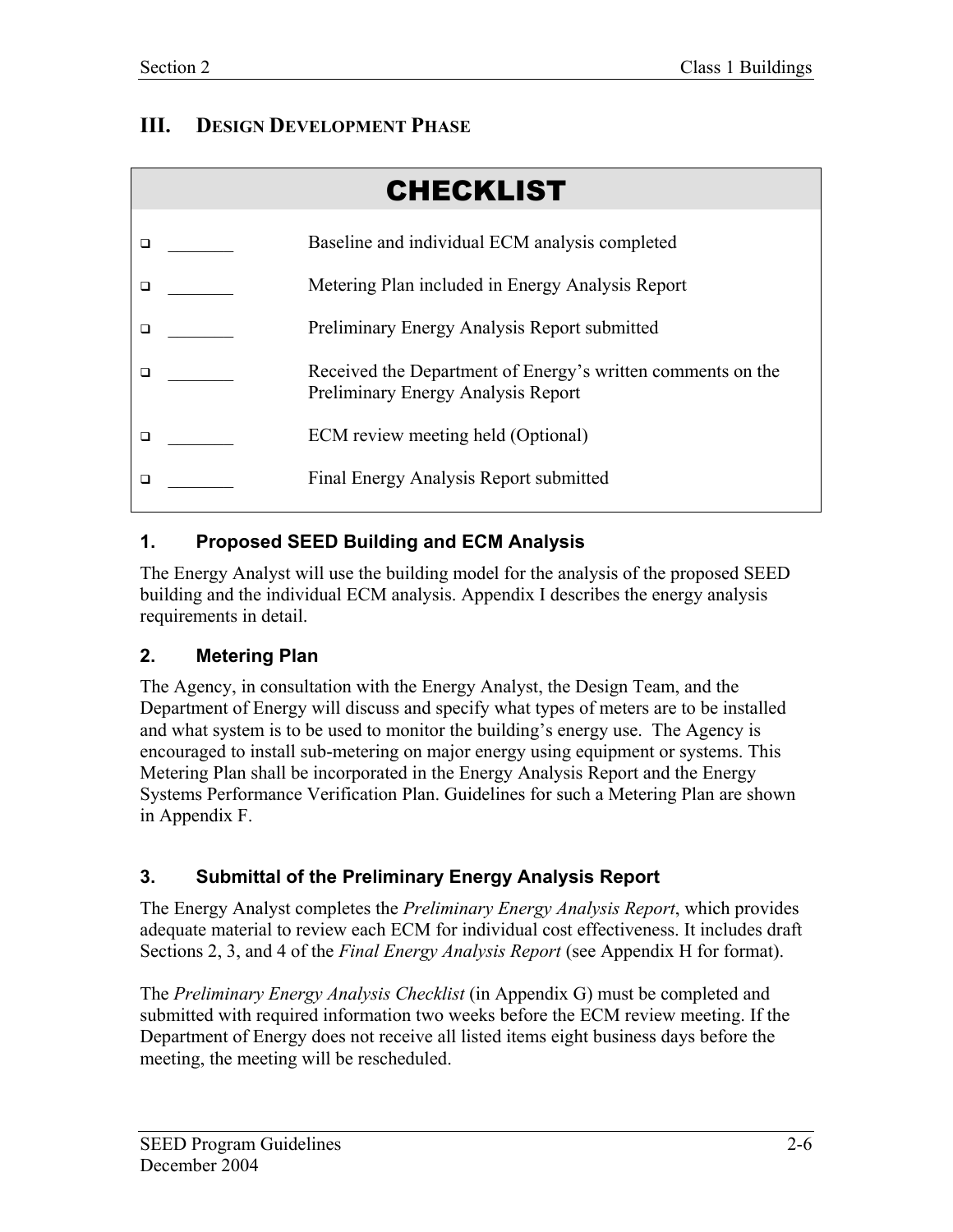## III. Design Development Phase

| CHECKLIST | | |
|---|---|---|
| ❑ | _______ | Baseline and individual ECM analysis completed |
| ❑ | _______ | Metering Plan included in Energy Analysis Report |
| ❑ | _______ | Preliminary Energy Analysis Report submitted |
| ❑ | _______ | Received the Department of Energy's written comments on the Preliminary Energy Analysis Report |
| ❑ | _______ | ECM review meeting held (Optional) |
| ❑ | _______ | Final Energy Analysis Report submitted |

### 1. Proposed SEED Building and ECM Analysis

The Energy Analyst will use the building model for the analysis of the proposed SEED building and the individual ECM analysis. Appendix I describes the energy analysis requirements in detail.

### 2. Metering Plan

The Agency, in consultation with the Energy Analyst, the Design Team, and the Department of Energy will discuss and specify what types of meters are to be installed and what system is to be used to monitor the building's energy use. The Agency is encouraged to install sub-metering on major energy using equipment or systems. This Metering Plan shall be incorporated in the Energy Analysis Report and the Energy Systems Performance Verification Plan. Guidelines for such a Metering Plan are shown in Appendix F.

### 3. Submittal of the Preliminary Energy Analysis Report

The Energy Analyst completes the *Preliminary Energy Analysis Report*, which provides adequate material to review each ECM for individual cost effectiveness. It includes draft Sections 2, 3, and 4 of the *Final Energy Analysis Report* (see Appendix H for format).

The *Preliminary Energy Analysis Checklist* (in Appendix G) must be completed and submitted with required information two weeks before the ECM review meeting. If the Department of Energy does not receive all listed items eight business days before the meeting, the meeting will be rescheduled.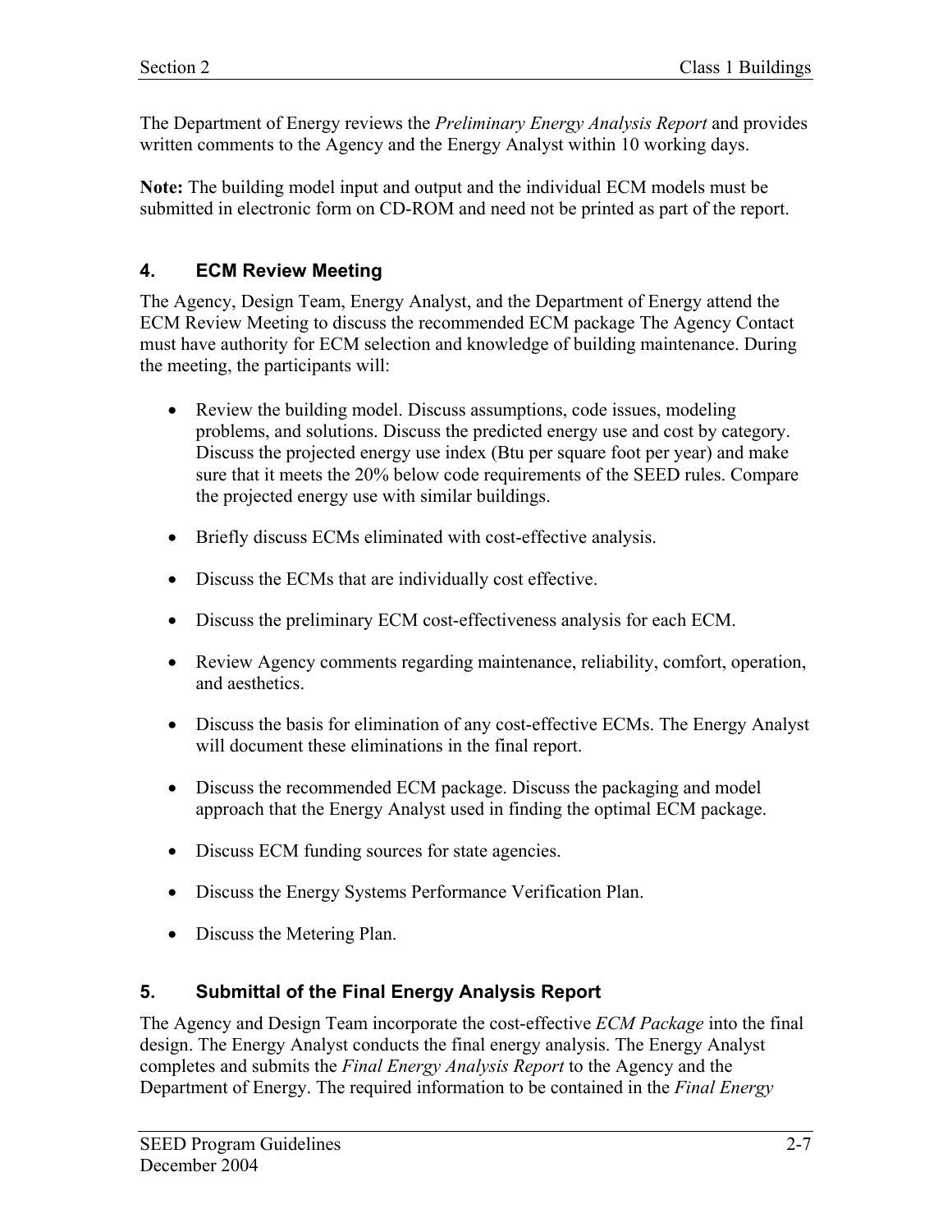The Department of Energy reviews the *Preliminary Energy Analysis Report* and provides written comments to the Agency and the Energy Analyst within 10 working days.

**Note:** The building model input and output and the individual ECM models must be submitted in electronic form on CD-ROM and need not be printed as part of the report.

### 4. ECM Review Meeting

The Agency, Design Team, Energy Analyst, and the Department of Energy attend the ECM Review Meeting to discuss the recommended ECM package The Agency Contact must have authority for ECM selection and knowledge of building maintenance. During the meeting, the participants will:

- Review the building model. Discuss assumptions, code issues, modeling problems, and solutions. Discuss the predicted energy use and cost by category. Discuss the projected energy use index (Btu per square foot per year) and make sure that it meets the 20% below code requirements of the SEED rules. Compare the projected energy use with similar buildings.
- Briefly discuss ECMs eliminated with cost-effective analysis.
- Discuss the ECMs that are individually cost effective.
- Discuss the preliminary ECM cost-effectiveness analysis for each ECM.
- Review Agency comments regarding maintenance, reliability, comfort, operation, and aesthetics.
- Discuss the basis for elimination of any cost-effective ECMs. The Energy Analyst will document these eliminations in the final report.
- Discuss the recommended ECM package. Discuss the packaging and model approach that the Energy Analyst used in finding the optimal ECM package.
- Discuss ECM funding sources for state agencies.
- Discuss the Energy Systems Performance Verification Plan.
- Discuss the Metering Plan.

### 5. Submittal of the Final Energy Analysis Report

The Agency and Design Team incorporate the cost-effective *ECM Package* into the final design. The Energy Analyst conducts the final energy analysis. The Energy Analyst completes and submits the *Final Energy Analysis Report* to the Agency and the Department of Energy. The required information to be contained in the *Final Energy*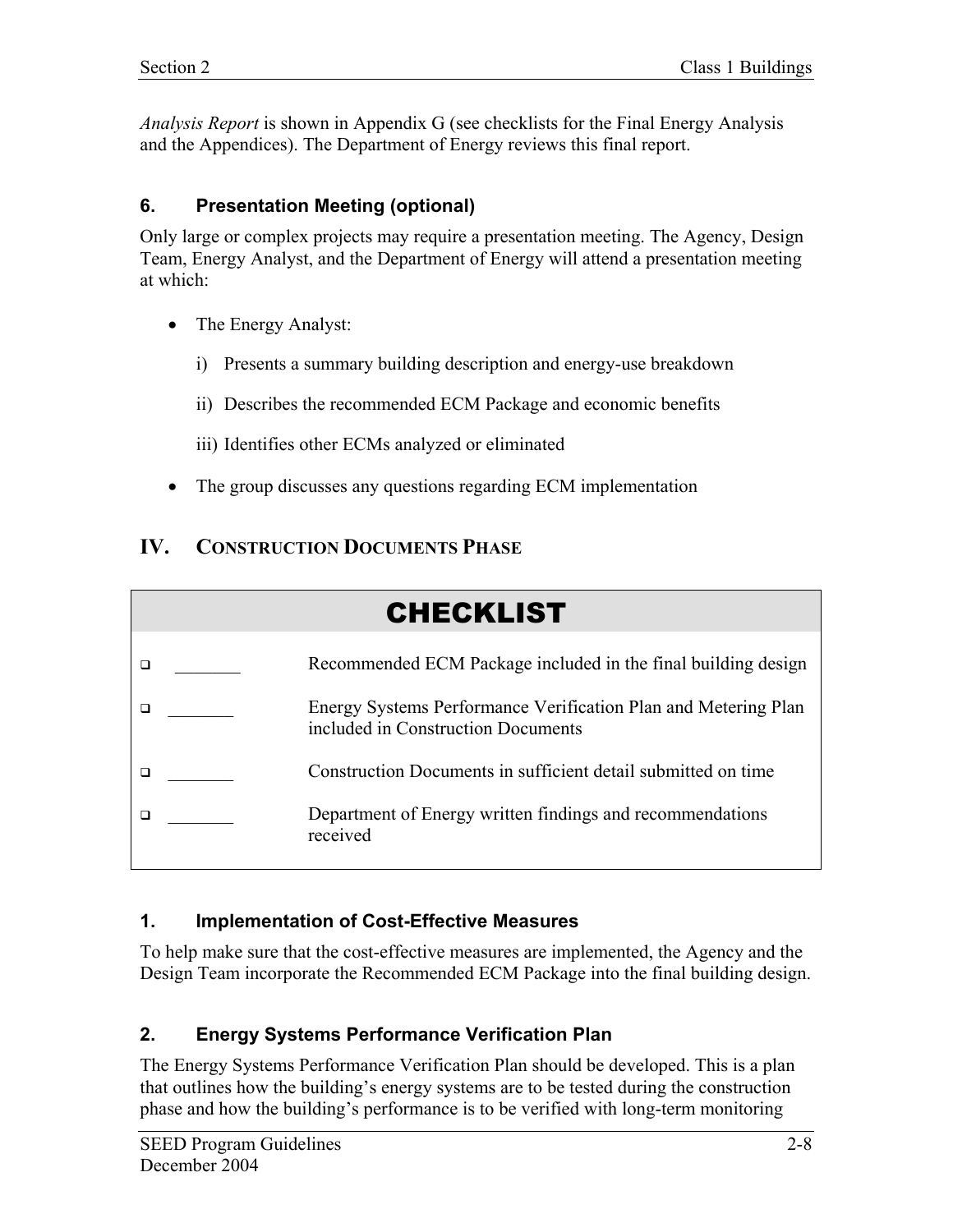*Analysis Report* is shown in Appendix G (see checklists for the Final Energy Analysis and the Appendices). The Department of Energy reviews this final report.

### 6. Presentation Meeting (optional)

Only large or complex projects may require a presentation meeting. The Agency, Design Team, Energy Analyst, and the Department of Energy will attend a presentation meeting at which:

- The Energy Analyst:
  - i) Presents a summary building description and energy-use breakdown
  - ii) Describes the recommended ECM Package and economic benefits
  - iii) Identifies other ECMs analyzed or eliminated
- The group discusses any questions regarding ECM implementation

## IV. Construction Documents Phase

| CHECKLIST | | |
|---|---|---|
| ❑ | _______ | Recommended ECM Package included in the final building design |
| ❑ | _______ | Energy Systems Performance Verification Plan and Metering Plan included in Construction Documents |
| ❑ | _______ | Construction Documents in sufficient detail submitted on time |
| ❑ | _______ | Department of Energy written findings and recommendations received |

### 1. Implementation of Cost-Effective Measures

To help make sure that the cost-effective measures are implemented, the Agency and the Design Team incorporate the Recommended ECM Package into the final building design.

### 2. Energy Systems Performance Verification Plan

The Energy Systems Performance Verification Plan should be developed. This is a plan that outlines how the building's energy systems are to be tested during the construction phase and how the building's performance is to be verified with long-term monitoring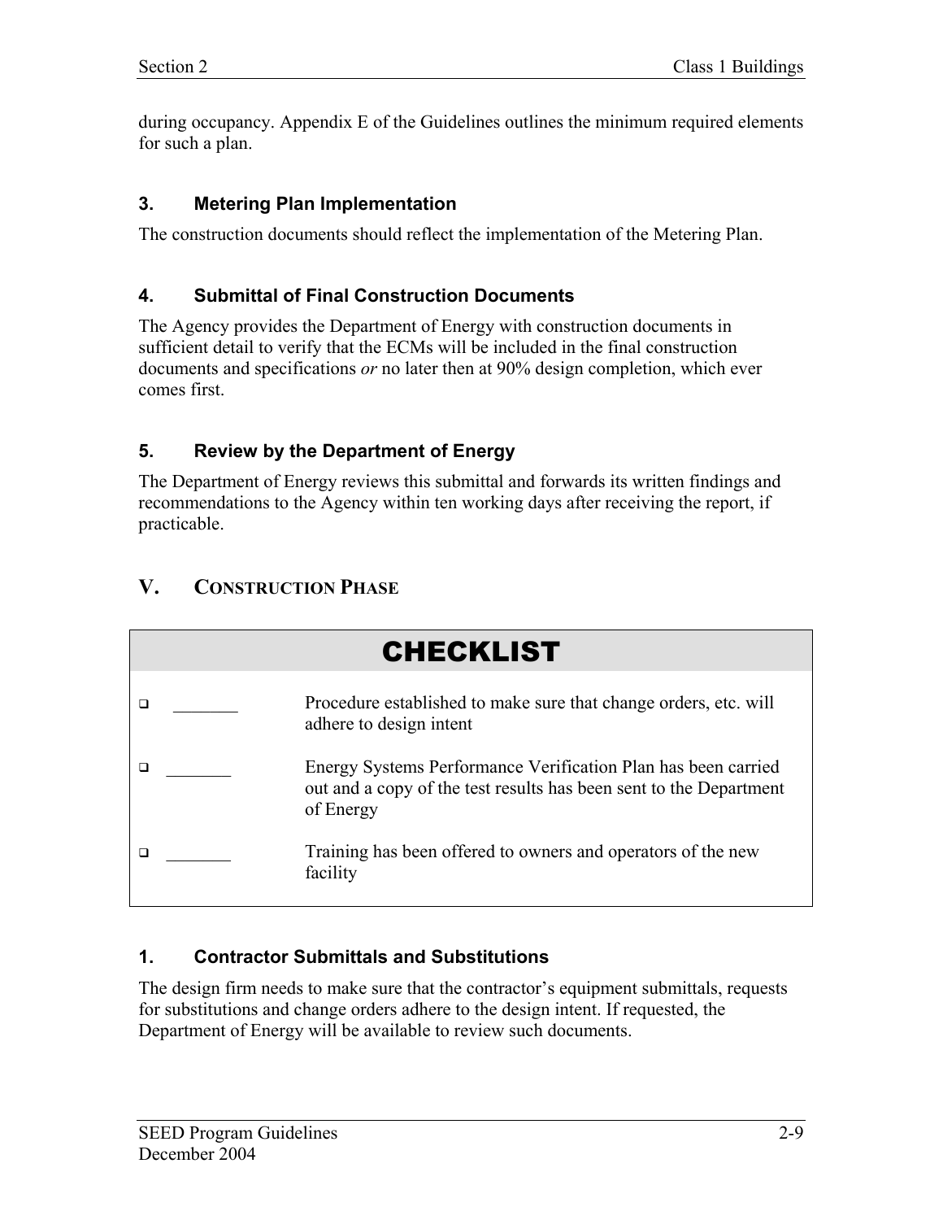during occupancy. Appendix E of the Guidelines outlines the minimum required elements for such a plan.

### 3. Metering Plan Implementation

The construction documents should reflect the implementation of the Metering Plan.

### 4. Submittal of Final Construction Documents

The Agency provides the Department of Energy with construction documents in sufficient detail to verify that the ECMs will be included in the final construction documents and specifications *or* no later then at 90% design completion, which ever comes first.

### 5. Review by the Department of Energy

The Department of Energy reviews this submittal and forwards its written findings and recommendations to the Agency within ten working days after receiving the report, if practicable.

## V. CONSTRUCTION PHASE

| CHECKLIST | |
|---|---|
| ❑ _______ | Procedure established to make sure that change orders, etc. will adhere to design intent |
| ❑ _______ | Energy Systems Performance Verification Plan has been carried out and a copy of the test results has been sent to the Department of Energy |
| ❑ _______ | Training has been offered to owners and operators of the new facility |

### 1. Contractor Submittals and Substitutions

The design firm needs to make sure that the contractor's equipment submittals, requests for substitutions and change orders adhere to the design intent. If requested, the Department of Energy will be available to review such documents.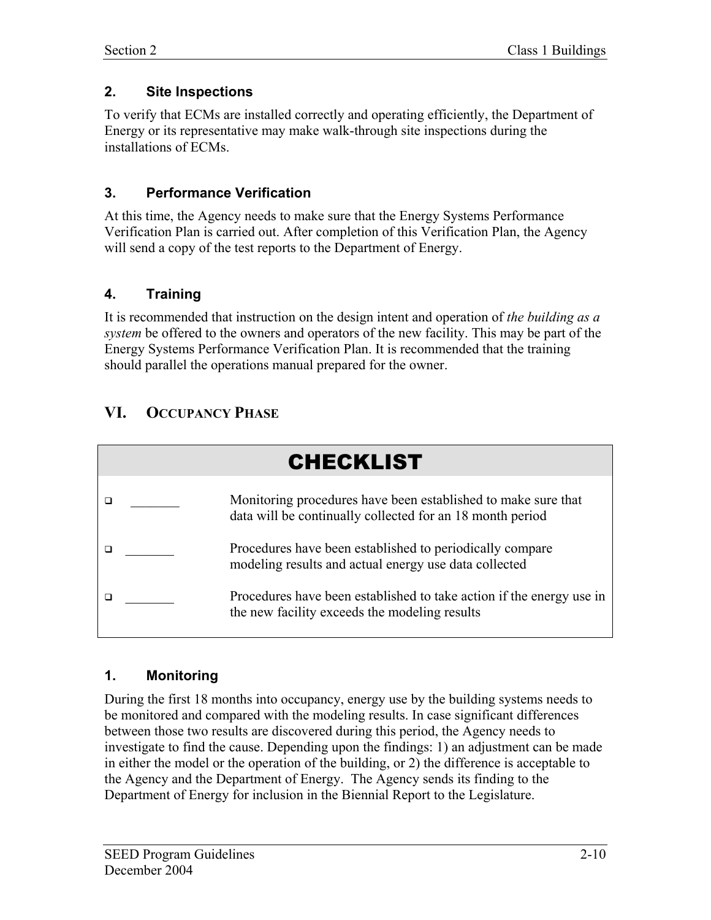### 2. Site Inspections

To verify that ECMs are installed correctly and operating efficiently, the Department of Energy or its representative may make walk-through site inspections during the installations of ECMs.

### 3. Performance Verification

At this time, the Agency needs to make sure that the Energy Systems Performance Verification Plan is carried out. After completion of this Verification Plan, the Agency will send a copy of the test reports to the Department of Energy.

### 4. Training

It is recommended that instruction on the design intent and operation of *the building as a system* be offered to the owners and operators of the new facility. This may be part of the Energy Systems Performance Verification Plan. It is recommended that the training should parallel the operations manual prepared for the owner.

## VI. Occupancy Phase

**CHECKLIST**

- ❑ _______ Monitoring procedures have been established to make sure that data will be continually collected for an 18 month period
- ❑ _______ Procedures have been established to periodically compare modeling results and actual energy use data collected
- ❑ _______ Procedures have been established to take action if the energy use in the new facility exceeds the modeling results

### 1. Monitoring

During the first 18 months into occupancy, energy use by the building systems needs to be monitored and compared with the modeling results. In case significant differences between those two results are discovered during this period, the Agency needs to investigate to find the cause. Depending upon the findings: 1) an adjustment can be made in either the model or the operation of the building, or 2) the difference is acceptable to the Agency and the Department of Energy. The Agency sends its finding to the Department of Energy for inclusion in the Biennial Report to the Legislature.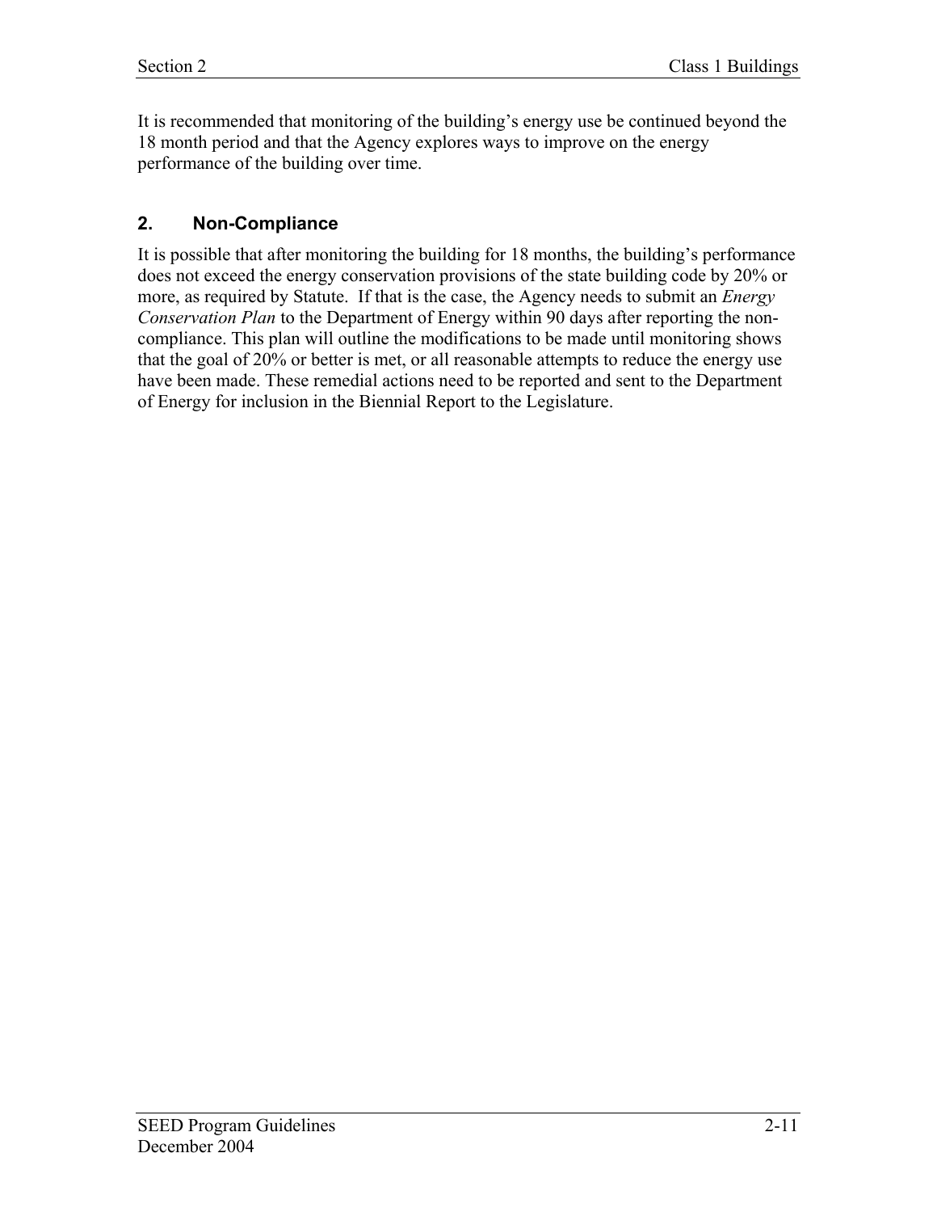It is recommended that monitoring of the building's energy use be continued beyond the 18 month period and that the Agency explores ways to improve on the energy performance of the building over time.

### 2. Non-Compliance

It is possible that after monitoring the building for 18 months, the building's performance does not exceed the energy conservation provisions of the state building code by 20% or more, as required by Statute. If that is the case, the Agency needs to submit an *Energy Conservation Plan* to the Department of Energy within 90 days after reporting the non-compliance. This plan will outline the modifications to be made until monitoring shows that the goal of 20% or better is met, or all reasonable attempts to reduce the energy use have been made. These remedial actions need to be reported and sent to the Department of Energy for inclusion in the Biennial Report to the Legislature.